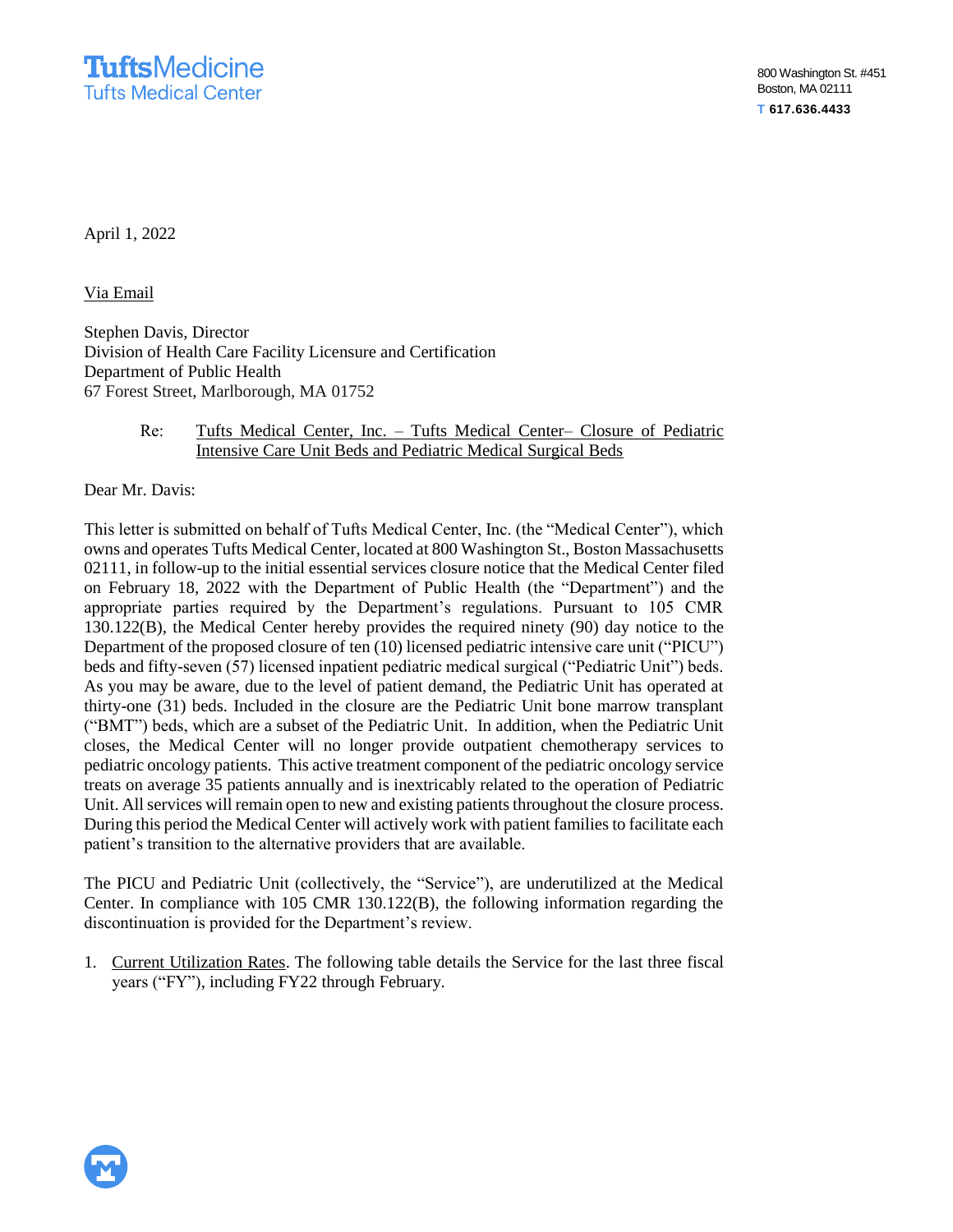TuftsMedicine
Tufts Medical Center

800 Washington St. #451
Boston, MA 02111
T 617.636.4433

April 1, 2022

Via Email

Stephen Davis, Director
Division of Health Care Facility Licensure and Certification
Department of Public Health
67 Forest Street, Marlborough, MA 01752

Re: Tufts Medical Center, Inc. – Tufts Medical Center– Closure of Pediatric Intensive Care Unit Beds and Pediatric Medical Surgical Beds

Dear Mr. Davis:

This letter is submitted on behalf of Tufts Medical Center, Inc. (the "Medical Center"), which owns and operates Tufts Medical Center, located at 800 Washington St., Boston Massachusetts 02111, in follow-up to the initial essential services closure notice that the Medical Center filed on February 18, 2022 with the Department of Public Health (the "Department") and the appropriate parties required by the Department's regulations. Pursuant to 105 CMR 130.122(B), the Medical Center hereby provides the required ninety (90) day notice to the Department of the proposed closure of ten (10) licensed pediatric intensive care unit ("PICU") beds and fifty-seven (57) licensed inpatient pediatric medical surgical ("Pediatric Unit") beds. As you may be aware, due to the level of patient demand, the Pediatric Unit has operated at thirty-one (31) beds. Included in the closure are the Pediatric Unit bone marrow transplant ("BMT") beds, which are a subset of the Pediatric Unit. In addition, when the Pediatric Unit closes, the Medical Center will no longer provide outpatient chemotherapy services to pediatric oncology patients. This active treatment component of the pediatric oncology service treats on average 35 patients annually and is inextricably related to the operation of Pediatric Unit. All services will remain open to new and existing patients throughout the closure process. During this period the Medical Center will actively work with patient families to facilitate each patient's transition to the alternative providers that are available.

The PICU and Pediatric Unit (collectively, the "Service"), are underutilized at the Medical Center. In compliance with 105 CMR 130.122(B), the following information regarding the discontinuation is provided for the Department's review.

1. Current Utilization Rates. The following table details the Service for the last three fiscal years ("FY"), including FY22 through February.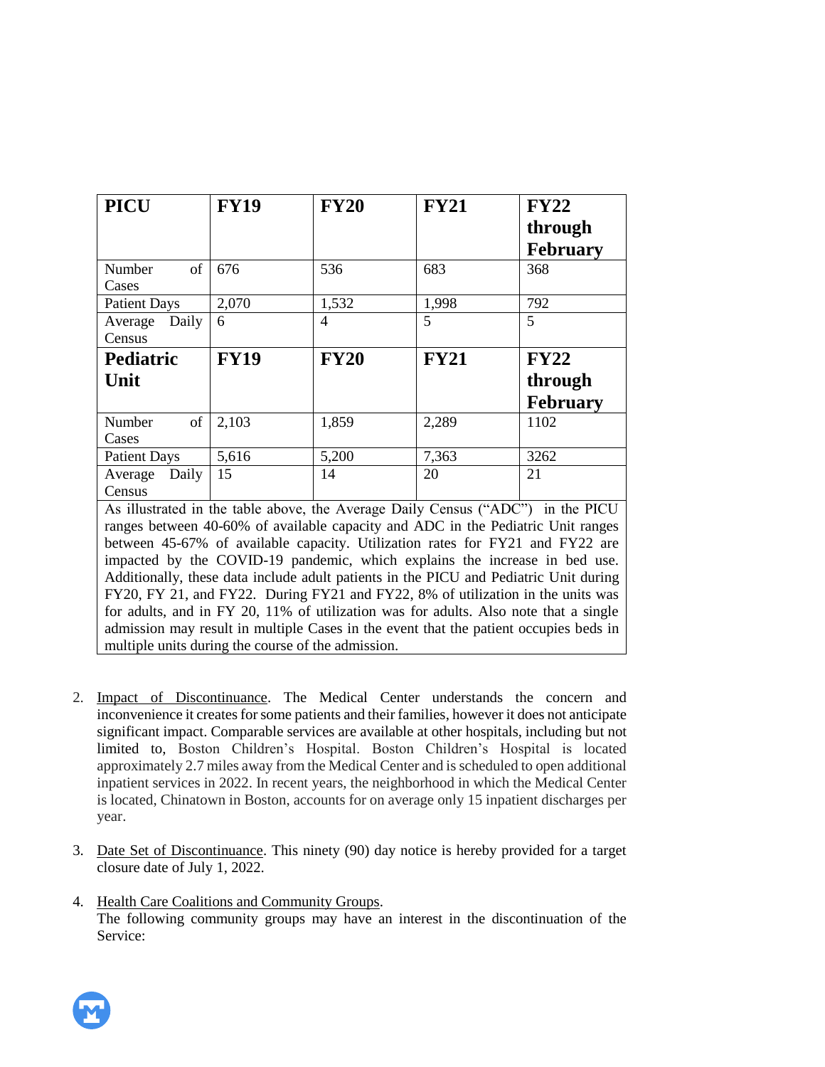| PICU | FY19 | FY20 | FY21 | FY22 through February |
|---|---|---|---|---|
| Number of Cases | 676 | 536 | 683 | 368 |
| Patient Days | 2,070 | 1,532 | 1,998 | 792 |
| Average Daily Census | 6 | 4 | 5 | 5 |
| **Pediatric Unit** | **FY19** | **FY20** | **FY21** | **FY22 through February** |
| Number of Cases | 2,103 | 1,859 | 2,289 | 1102 |
| Patient Days | 5,616 | 5,200 | 7,363 | 3262 |
| Average Daily Census | 15 | 14 | 20 | 21 |

As illustrated in the table above, the Average Daily Census ("ADC") in the PICU ranges between 40-60% of available capacity and ADC in the Pediatric Unit ranges between 45-67% of available capacity. Utilization rates for FY21 and FY22 are impacted by the COVID-19 pandemic, which explains the increase in bed use. Additionally, these data include adult patients in the PICU and Pediatric Unit during FY20, FY 21, and FY22. During FY21 and FY22, 8% of utilization in the units was for adults, and in FY 20, 11% of utilization was for adults. Also note that a single admission may result in multiple Cases in the event that the patient occupies beds in multiple units during the course of the admission.

2. Impact of Discontinuance. The Medical Center understands the concern and inconvenience it creates for some patients and their families, however it does not anticipate significant impact. Comparable services are available at other hospitals, including but not limited to, Boston Children's Hospital. Boston Children's Hospital is located approximately 2.7 miles away from the Medical Center and is scheduled to open additional inpatient services in 2022. In recent years, the neighborhood in which the Medical Center is located, Chinatown in Boston, accounts for on average only 15 inpatient discharges per year.

3. Date Set of Discontinuance. This ninety (90) day notice is hereby provided for a target closure date of July 1, 2022.

4. Health Care Coalitions and Community Groups.
   The following community groups may have an interest in the discontinuation of the Service: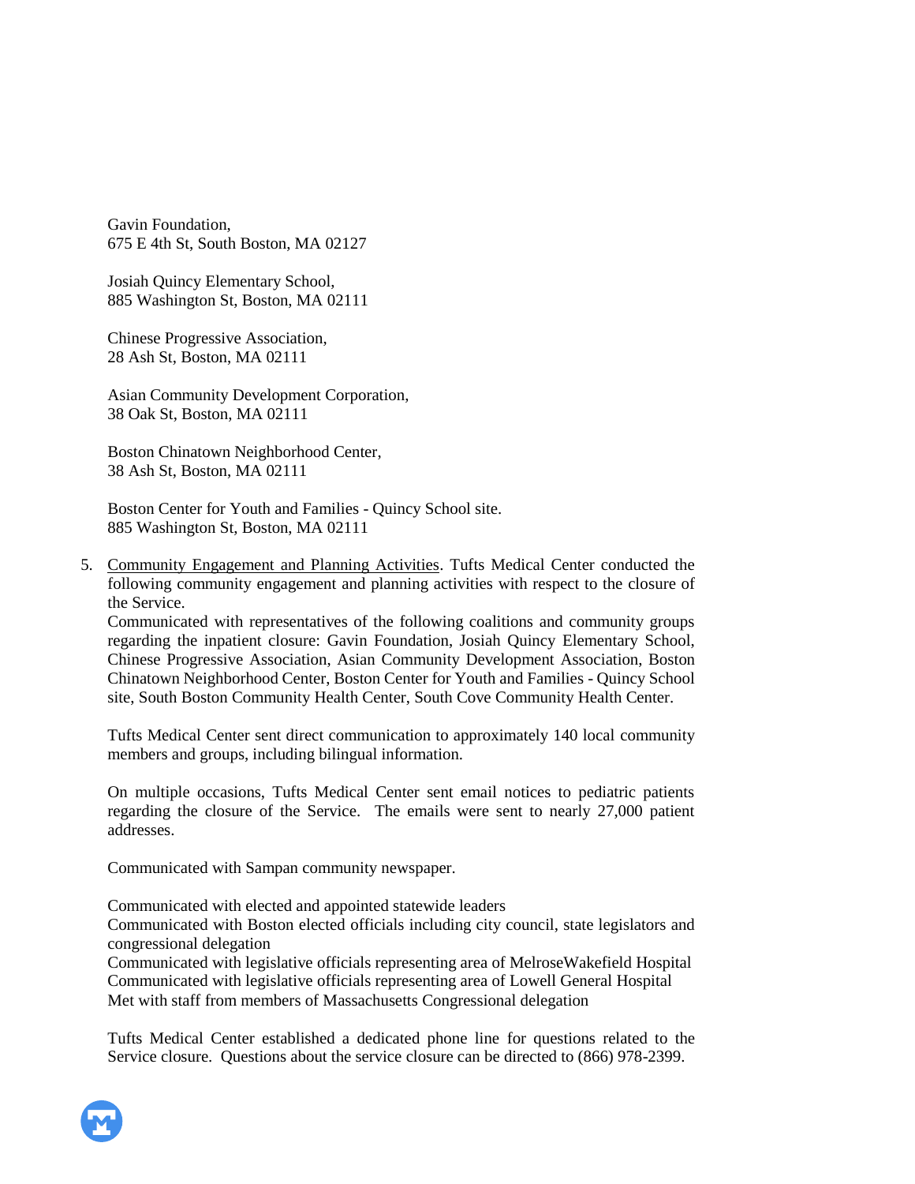Gavin Foundation,
675 E 4th St, South Boston, MA 02127

Josiah Quincy Elementary School,
885 Washington St, Boston, MA 02111

Chinese Progressive Association,
28 Ash St, Boston, MA 02111

Asian Community Development Corporation,
38 Oak St, Boston, MA 02111

Boston Chinatown Neighborhood Center,
38 Ash St, Boston, MA 02111

Boston Center for Youth and Families - Quincy School site.
885 Washington St, Boston, MA 02111

5. Community Engagement and Planning Activities. Tufts Medical Center conducted the following community engagement and planning activities with respect to the closure of the Service.
   Communicated with representatives of the following coalitions and community groups regarding the inpatient closure: Gavin Foundation, Josiah Quincy Elementary School, Chinese Progressive Association, Asian Community Development Association, Boston Chinatown Neighborhood Center, Boston Center for Youth and Families - Quincy School site, South Boston Community Health Center, South Cove Community Health Center.

   Tufts Medical Center sent direct communication to approximately 140 local community members and groups, including bilingual information.

   On multiple occasions, Tufts Medical Center sent email notices to pediatric patients regarding the closure of the Service. The emails were sent to nearly 27,000 patient addresses.

   Communicated with Sampan community newspaper.

   Communicated with elected and appointed statewide leaders
   Communicated with Boston elected officials including city council, state legislators and congressional delegation
   Communicated with legislative officials representing area of MelroseWakefield Hospital
   Communicated with legislative officials representing area of Lowell General Hospital
   Met with staff from members of Massachusetts Congressional delegation

   Tufts Medical Center established a dedicated phone line for questions related to the Service closure. Questions about the service closure can be directed to (866) 978-2399.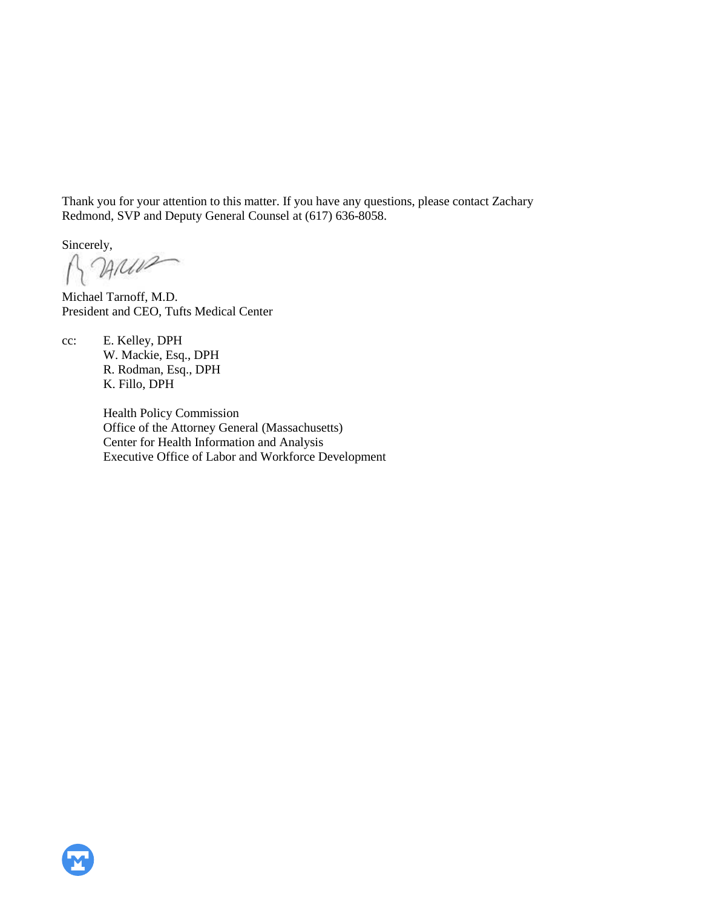Thank you for your attention to this matter. If you have any questions, please contact Zachary Redmond, SVP and Deputy General Counsel at (617) 636-8058.

Sincerely,

Michael Tarnoff, M.D.
President and CEO, Tufts Medical Center

cc: E. Kelley, DPH
W. Mackie, Esq., DPH
R. Rodman, Esq., DPH
K. Fillo, DPH

Health Policy Commission
Office of the Attorney General (Massachusetts)
Center for Health Information and Analysis
Executive Office of Labor and Workforce Development